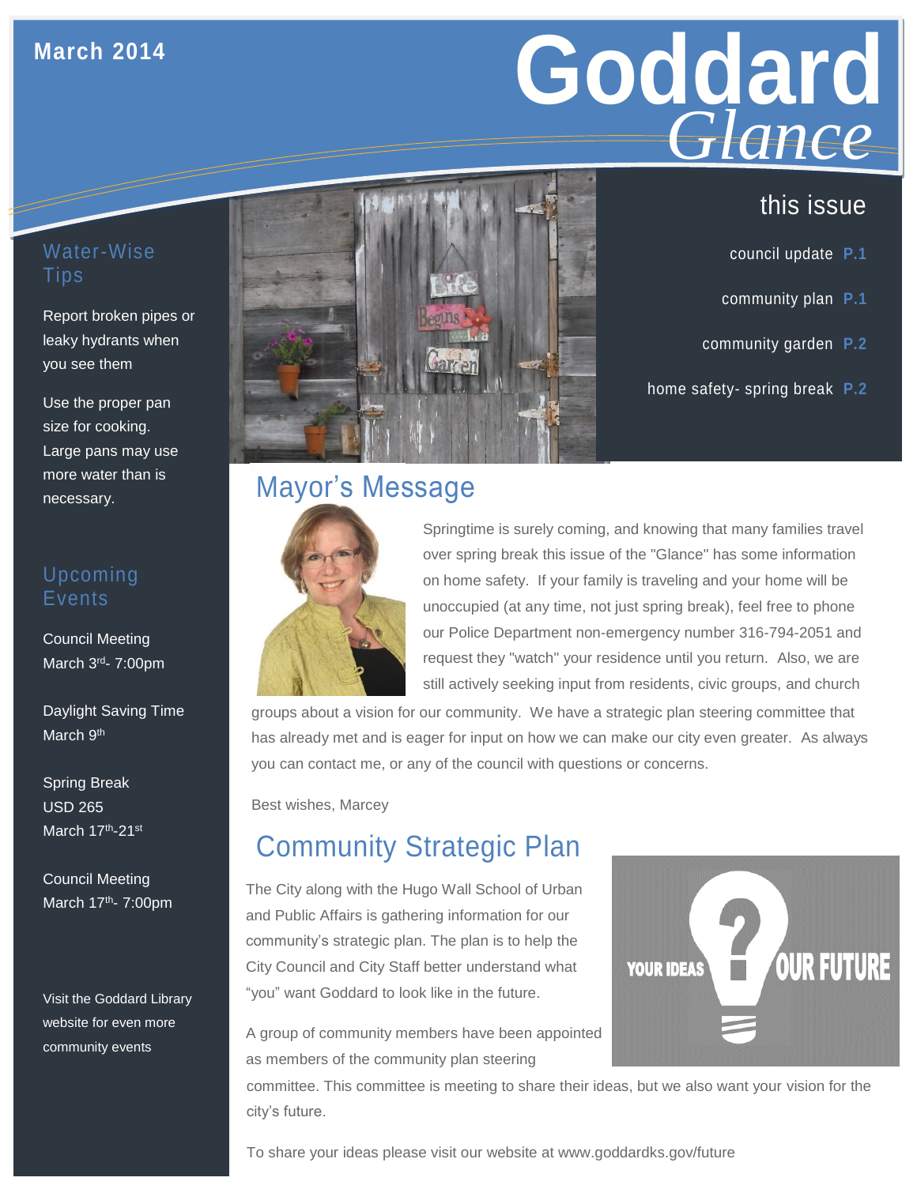March 2014

# Goddard *Glance*

## this issue

- council update **P.1**
- community plan **P.1**
- community garden **P.2**
- home safety- spring break **P.2**

## Water-Wise Tips

Report broken pipes or leaky hydrants when you see them

Use the proper pan size for cooking. Large pans may use more water than is necessary.

## Upcoming Events

Council Meeting
March 3rd- 7:00pm

Daylight Saving Time
March 9th

Spring Break
USD 265
March 17th-21st

Council Meeting
March 17th- 7:00pm

Visit the Goddard Library website for even more community events

## Mayor's Message

Springtime is surely coming, and knowing that many families travel over spring break this issue of the "Glance" has some information on home safety. If your family is traveling and your home will be unoccupied (at any time, not just spring break), feel free to phone our Police Department non-emergency number 316-794-2051 and request they "watch" your residence until you return. Also, we are still actively seeking input from residents, civic groups, and church groups about a vision for our community. We have a strategic plan steering committee that has already met and is eager for input on how we can make our city even greater. As always you can contact me, or any of the council with questions or concerns.

Best wishes, Marcey

## Community Strategic Plan

The City along with the Hugo Wall School of Urban and Public Affairs is gathering information for our community's strategic plan. The plan is to help the City Council and City Staff better understand what "you" want Goddard to look like in the future.

A group of community members have been appointed as members of the community plan steering committee. This committee is meeting to share their ideas, but we also want your vision for the city's future.

To share your ideas please visit our website at www.goddardks.gov/future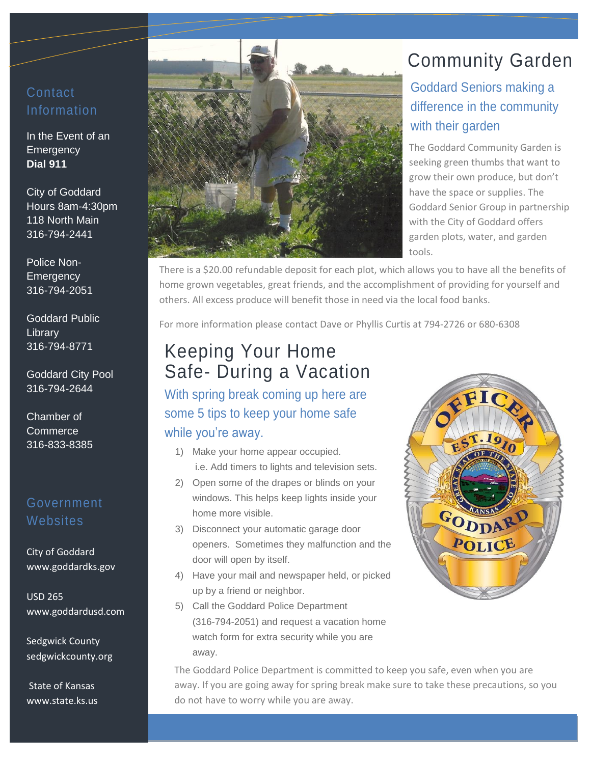## Contact Information

In the Event of an Emergency
**Dial 911**

City of Goddard
Hours 8am-4:30pm
118 North Main
316-794-2441

Police Non-Emergency
316-794-2051

Goddard Public Library
316-794-8771

Goddard City Pool
316-794-2644

Chamber of Commerce
316-833-8385

## Government Websites

City of Goddard
www.goddardks.gov

USD 265
www.goddardusd.com

Sedgwick County
sedgwickcounty.org

State of Kansas
www.state.ks.us

# Community Garden

### Goddard Seniors making a difference in the community with their garden

The Goddard Community Garden is seeking green thumbs that want to grow their own produce, but don't have the space or supplies. The Goddard Senior Group in partnership with the City of Goddard offers garden plots, water, and garden tools.

There is a $20.00 refundable deposit for each plot, which allows you to have all the benefits of home grown vegetables, great friends, and the accomplishment of providing for yourself and others. All excess produce will benefit those in need via the local food banks.

For more information please contact Dave or Phyllis Curtis at 794-2726 or 680-6308

# Keeping Your Home Safe- During a Vacation

### With spring break coming up here are some 5 tips to keep your home safe while you're away.

1) Make your home appear occupied.
   i.e. Add timers to lights and television sets.
2) Open some of the drapes or blinds on your windows. This helps keep lights inside your home more visible.
3) Disconnect your automatic garage door openers. Sometimes they malfunction and the door will open by itself.
4) Have your mail and newspaper held, or picked up by a friend or neighbor.
5) Call the Goddard Police Department (316-794-2051) and request a vacation home watch form for extra security while you are away.

The Goddard Police Department is committed to keep you safe, even when you are away. If you are going away for spring break make sure to take these precautions, so you do not have to worry while you are away.